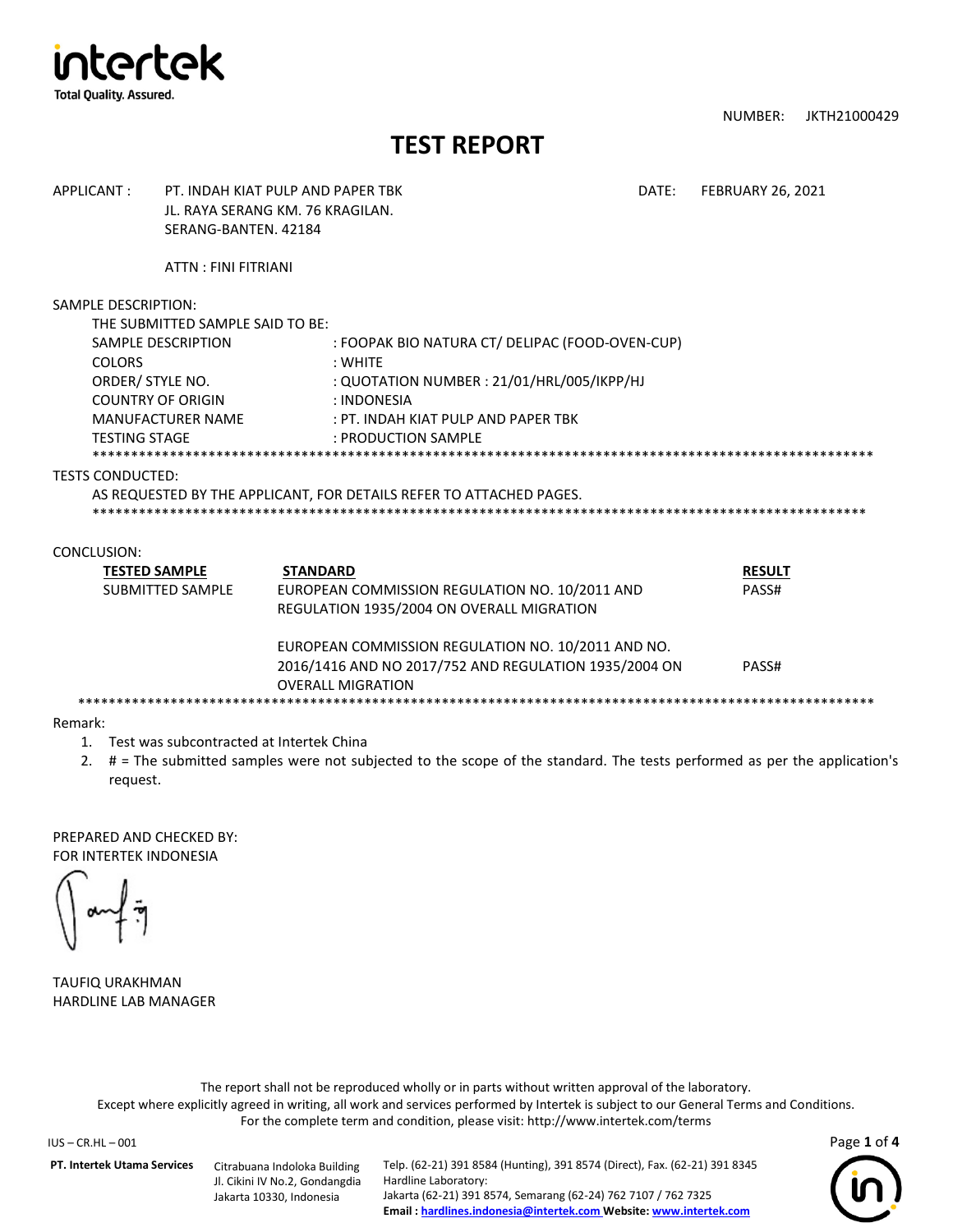NUMBER: JKTH21000429

# TEST REPORT

APPLICANT : PT. INDAH KIAT PULP AND PAPER TBK
JL. RAYA SERANG KM. 76 KRAGILAN.
SERANG-BANTEN. 42184

DATE: FEBRUARY 26, 2021

ATTN : FINI FITRIANI

SAMPLE DESCRIPTION:

THE SUBMITTED SAMPLE SAID TO BE:

| | |
|---|---|
| SAMPLE DESCRIPTION | : FOOPAK BIO NATURA CT/ DELIPAC (FOOD-OVEN-CUP) |
| COLORS | : WHITE |
| ORDER/ STYLE NO. | : QUOTATION NUMBER : 21/01/HRL/005/IKPP/HJ |
| COUNTRY OF ORIGIN | : INDONESIA |
| MANUFACTURER NAME | : PT. INDAH KIAT PULP AND PAPER TBK |
| TESTING STAGE | : PRODUCTION SAMPLE |

****************************************************************************************************

TESTS CONDUCTED:

AS REQUESTED BY THE APPLICANT, FOR DETAILS REFER TO ATTACHED PAGES.

****************************************************************************************************

CONCLUSION:

| TESTED SAMPLE | STANDARD | RESULT |
|---|---|---|
| SUBMITTED SAMPLE | EUROPEAN COMMISSION REGULATION NO. 10/2011 AND REGULATION 1935/2004 ON OVERALL MIGRATION | PASS# |
| | EUROPEAN COMMISSION REGULATION NO. 10/2011 AND NO. 2016/1416 AND NO 2017/752 AND REGULATION 1935/2004 ON OVERALL MIGRATION | PASS# |

****************************************************************************************************

Remark:

1. Test was subcontracted at Intertek China
2. # = The submitted samples were not subjected to the scope of the standard. The tests performed as per the application's request.

PREPARED AND CHECKED BY:
FOR INTERTEK INDONESIA

TAUFIQ URAKHMAN
HARDLINE LAB MANAGER

The report shall not be reproduced wholly or in parts without written approval of the laboratory.
Except where explicitly agreed in writing, all work and services performed by Intertek is subject to our General Terms and Conditions.
For the complete term and condition, please visit: http://www.intertek.com/terms

IUS – CR.HL – 001

**PT. Intertek Utama Services** Citrabuana Indoloka Building Jl. Cikini IV No.2, Gondangdia Jakarta 10330, Indonesia

Telp. (62-21) 391 8584 (Hunting), 391 8574 (Direct), Fax. (62-21) 391 8345
Hardline Laboratory:
Jakarta (62-21) 391 8574, Semarang (62-24) 762 7107 / 762 7325
**Email : hardlines.indonesia@intertek.com Website: www.intertek.com**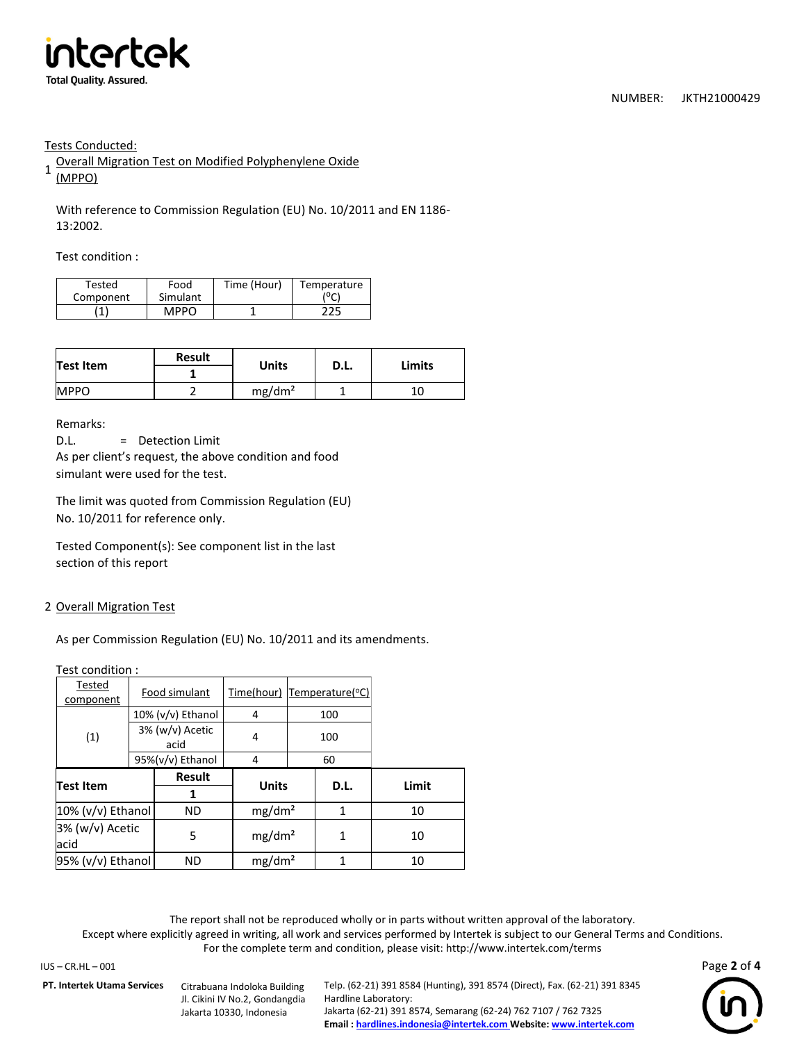NUMBER: JKTH21000429

Tests Conducted:

1 Overall Migration Test on Modified Polyphenylene Oxide (MPPO)

With reference to Commission Regulation (EU) No. 10/2011 and EN 1186-13:2002.

Test condition :

| Tested Component | Food Simulant | Time (Hour) | Temperature (°C) |
|---|---|---|---|
| (1) | MPPO | 1 | 225 |

| Test Item | Result | Units | D.L. | Limits |
|---|---|---|---|---|
| | 1 | | | |
| MPPO | 2 | mg/dm² | 1 | 10 |

Remarks:

D.L. = Detection Limit

As per client's request, the above condition and food simulant were used for the test.

The limit was quoted from Commission Regulation (EU) No. 10/2011 for reference only.

Tested Component(s): See component list in the last section of this report

2 Overall Migration Test

As per Commission Regulation (EU) No. 10/2011 and its amendments.

Test condition :

| Tested component | Food simulant | Time(hour) | Temperature(°C) |
|---|---|---|---|
| (1) | 10% (v/v) Ethanol | 4 | 100 |
| | 3% (w/v) Acetic acid | 4 | 100 |
| | 95%(v/v) Ethanol | 4 | 60 |

| Test Item | Result | Units | D.L. | Limit |
|---|---|---|---|---|
| | 1 | | | |
| 10% (v/v) Ethanol | ND | mg/dm² | 1 | 10 |
| 3% (w/v) Acetic acid | 5 | mg/dm² | 1 | 10 |
| 95% (v/v) Ethanol | ND | mg/dm² | 1 | 10 |

The report shall not be reproduced wholly or in parts without written approval of the laboratory.
Except where explicitly agreed in writing, all work and services performed by Intertek is subject to our General Terms and Conditions.
For the complete term and condition, please visit: http://www.intertek.com/terms

IUS – CR.HL – 001

**PT. Intertek Utama Services** Citrabuana Indoloka Building Jl. Cikini IV No.2, Gondangdia Jakarta 10330, Indonesia

Telp. (62-21) 391 8584 (Hunting), 391 8574 (Direct), Fax. (62-21) 391 8345
Hardline Laboratory:
Jakarta (62-21) 391 8574, Semarang (62-24) 762 7107 / 762 7325
**Email :** hardlines.indonesia@intertek.com **Website:** www.intertek.com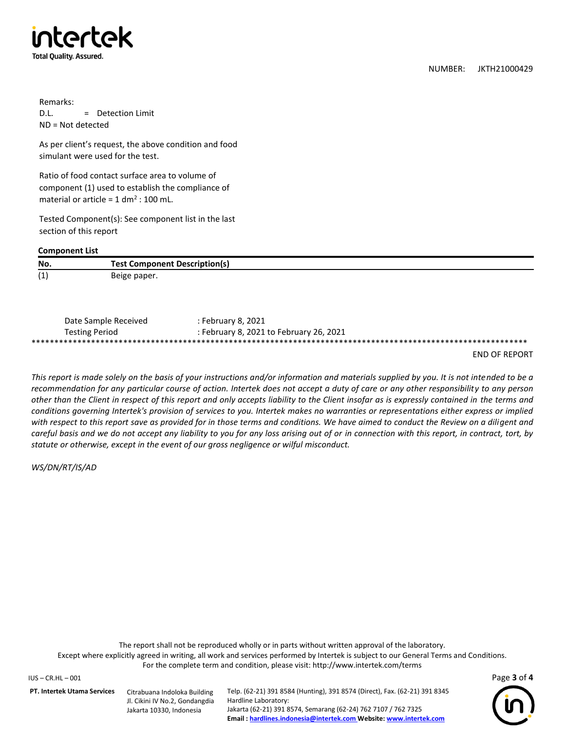NUMBER: JKTH21000429

Remarks:
D.L. = Detection Limit
ND = Not detected

As per client's request, the above condition and food simulant were used for the test.

Ratio of food contact surface area to volume of component (1) used to establish the compliance of material or article = 1 $dm^2$ : 100 mL.

Tested Component(s): See component list in the last section of this report

**Component List**

| No. | Test Component Description(s) |
| --- | --- |
| (1) | Beige paper. |

Date Sample Received : February 8, 2021
Testing Period : February 8, 2021 to February 26, 2021

**************************************************************************************************************

END OF REPORT

*This report is made solely on the basis of your instructions and/or information and materials supplied by you. It is not intended to be a recommendation for any particular course of action. Intertek does not accept a duty of care or any other responsibility to any person other than the Client in respect of this report and only accepts liability to the Client insofar as is expressly contained in the terms and conditions governing Intertek's provision of services to you. Intertek makes no warranties or representations either express or implied with respect to this report save as provided for in those terms and conditions. We have aimed to conduct the Review on a diligent and careful basis and we do not accept any liability to you for any loss arising out of or in connection with this report, in contract, tort, by statute or otherwise, except in the event of our gross negligence or wilful misconduct.*

*WS/DN/RT/IS/AD*

The report shall not be reproduced wholly or in parts without written approval of the laboratory.
Except where explicitly agreed in writing, all work and services performed by Intertek is subject to our General Terms and Conditions.
For the complete term and condition, please visit: http://www.intertek.com/terms

IUS – CR.HL – 001

**PT. Intertek Utama Services** Citrabuana Indoloka Building, Jl. Cikini IV No.2, Gondangdia, Jakarta 10330, Indonesia

Telp. (62-21) 391 8584 (Hunting), 391 8574 (Direct), Fax. (62-21) 391 8345
Hardline Laboratory:
Jakarta (62-21) 391 8574, Semarang (62-24) 762 7107 / 762 7325
**Email : hardlines.indonesia@intertek.com Website: www.intertek.com**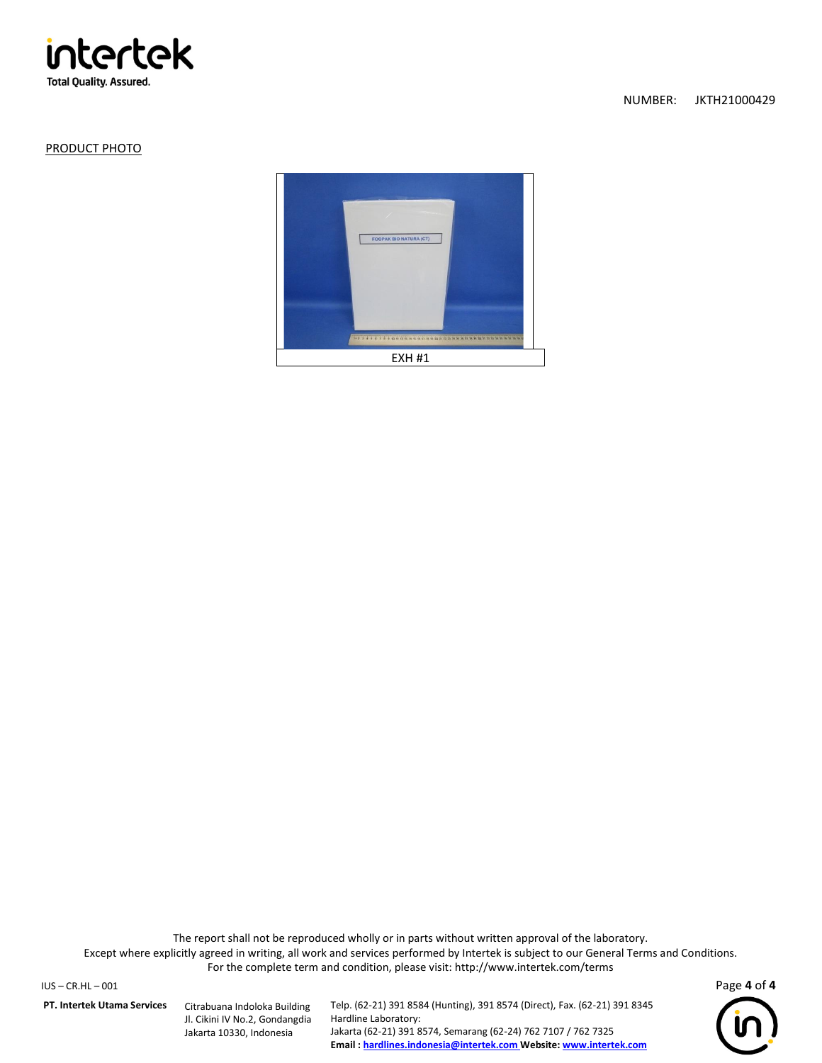NUMBER: JKTH21000429

PRODUCT PHOTO

EXH #1

The report shall not be reproduced wholly or in parts without written approval of the laboratory.
Except where explicitly agreed in writing, all work and services performed by Intertek is subject to our General Terms and Conditions.
For the complete term and condition, please visit: http://www.intertek.com/terms